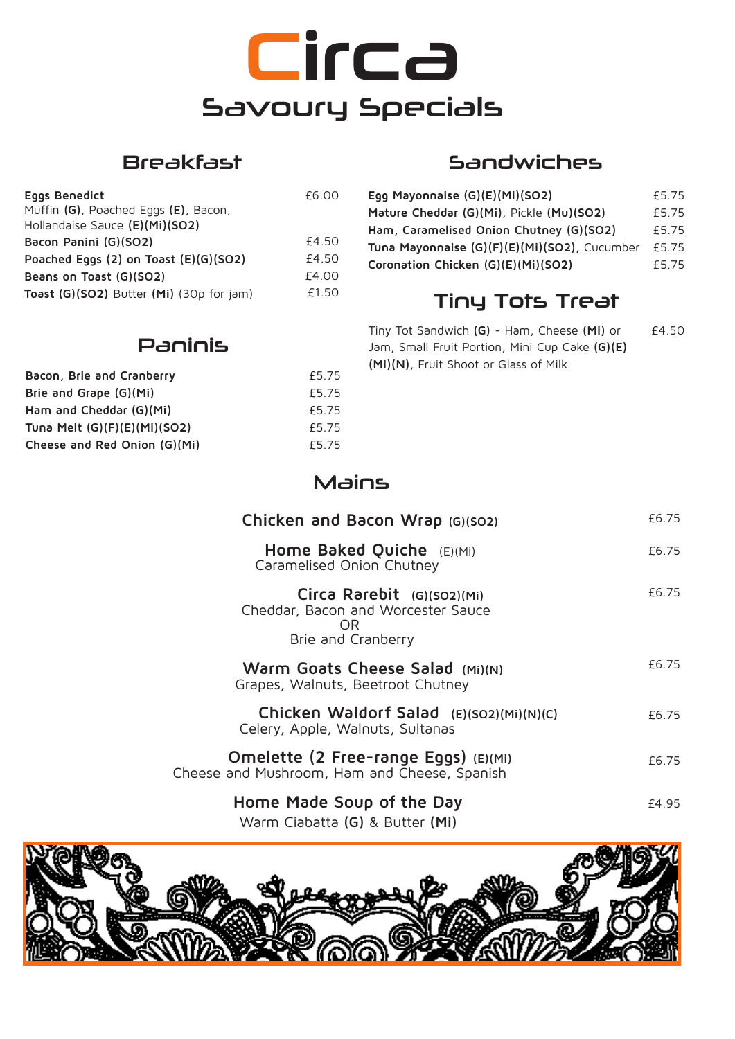# Circa

## Savoury Specials

### Breakfast

**Eggs Benedict** £6.00
Muffin **(G)**, Poached Eggs **(E)**, Bacon, Hollandaise Sauce **(E)(Mi)(SO2)**

**Bacon Panini (G)(SO2)** £4.50

**Poached Eggs (2) on Toast (E)(G)(SO2)** £4.50

**Beans on Toast (G)(SO2)** £4.00

**Toast (G)(SO2)** Butter **(Mi)** (30p for jam) £1.50

### Paninis

| Item | Price |
| --- | --- |
| **Bacon, Brie and Cranberry** | £5.75 |
| **Brie and Grape (G)(Mi)** | £5.75 |
| **Ham and Cheddar (G)(Mi)** | £5.75 |
| **Tuna Melt (G)(F)(E)(Mi)(SO2)** | £5.75 |
| **Cheese and Red Onion (G)(Mi)** | £5.75 |

### Sandwiches

| Item | Price |
| --- | --- |
| **Egg Mayonnaise (G)(E)(Mi)(SO2)** | £5.75 |
| **Mature Cheddar (G)(Mi)**, Pickle **(Mu)(SO2)** | £5.75 |
| **Ham, Caramelised Onion Chutney (G)(SO2)** | £5.75 |
| **Tuna Mayonnaise (G)(F)(E)(Mi)(SO2)**, Cucumber | £5.75 |
| **Coronation Chicken (G)(E)(Mi)(SO2)** | £5.75 |

### Tiny Tots Treat

Tiny Tot Sandwich **(G)** - Ham, Cheese **(Mi)** or Jam, Small Fruit Portion, Mini Cup Cake **(G)(E)(Mi)(N)**, Fruit Shoot or Glass of Milk £4.50

### Mains

**Chicken and Bacon Wrap (G)(SO2)** £6.75

**Home Baked Quiche** (E)(Mi) £6.75
Caramelised Onion Chutney

**Circa Rarebit (G)(SO2)(Mi)** £6.75
Cheddar, Bacon and Worcester Sauce
OR
Brie and Cranberry

**Warm Goats Cheese Salad (Mi)(N)** £6.75
Grapes, Walnuts, Beetroot Chutney

**Chicken Waldorf Salad (E)(SO2)(Mi)(N)(C)** £6.75
Celery, Apple, Walnuts, Sultanas

**Omelette (2 Free-range Eggs) (E)(Mi)** £6.75
Cheese and Mushroom, Ham and Cheese, Spanish

**Home Made Soup of the Day** £4.95
Warm Ciabatta **(G)** & Butter **(Mi)**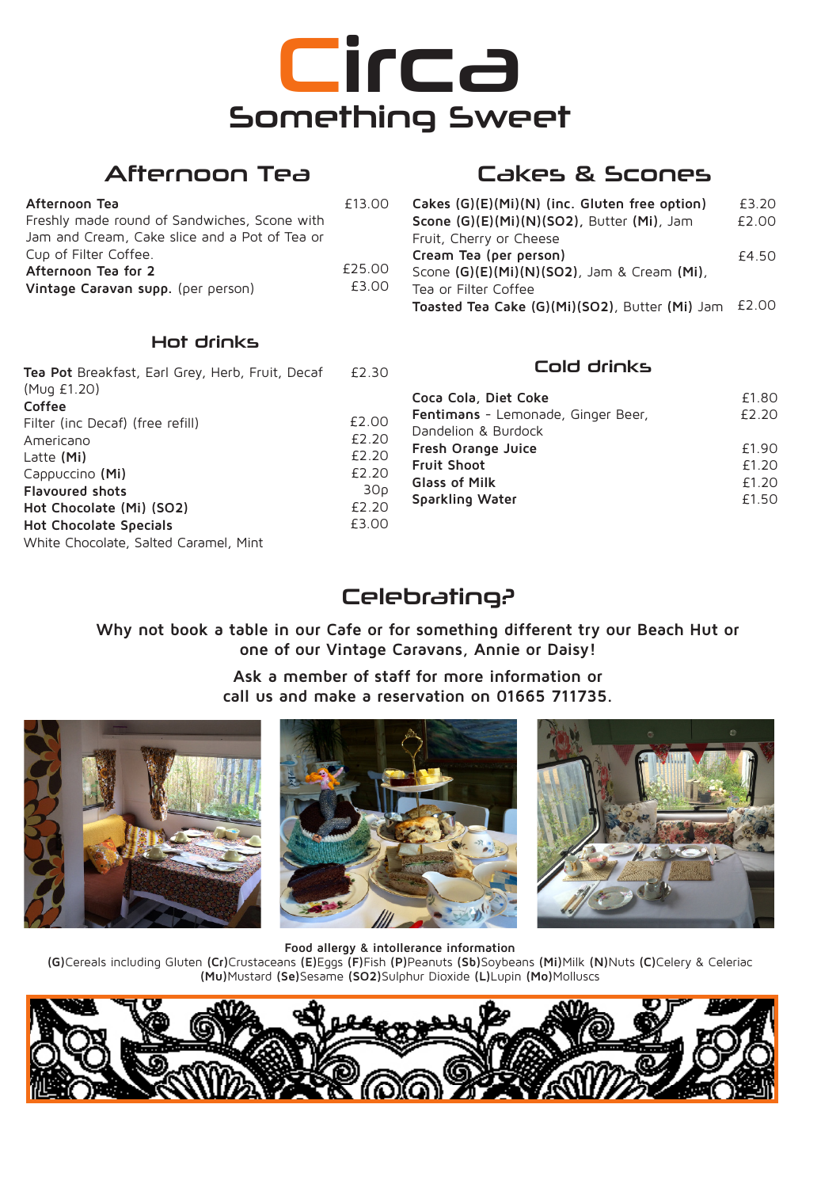# Circa

## Something Sweet

## Afternoon Tea

| | |
|---|---|
| **Afternoon Tea**<br>Freshly made round of Sandwiches, Scone with Jam and Cream, Cake slice and a Pot of Tea or Cup of Filter Coffee. | £13.00 |
| **Afternoon Tea for 2** | £25.00 |
| **Vintage Caravan supp.** (per person) | £3.00 |

## Cakes & Scones

| | |
|---|---|
| **Cakes (G)(E)(Mi)(N) (inc. Gluten free option)** | £3.20 |
| **Scone (G)(E)(Mi)(N)(SO2)**, Butter **(Mi)**, Jam<br>Fruit, Cherry or Cheese | £2.00 |
| **Cream Tea (per person)**<br>Scone **(G)(E)(Mi)(N)(SO2)**, Jam & Cream **(Mi)**,<br>Tea or Filter Coffee | £4.50 |
| **Toasted Tea Cake (G)(Mi)(SO2)**, Butter **(Mi)** Jam | £2.00 |

### Hot drinks

| | |
|---|---|
| **Tea Pot** Breakfast, Earl Grey, Herb, Fruit, Decaf (Mug £1.20) | £2.30 |
| **Coffee** | |
| Filter (inc Decaf) (free refill) | £2.00 |
| Americano | £2.20 |
| Latte **(Mi)** | £2.20 |
| Cappuccino **(Mi)** | £2.20 |
| **Flavoured shots** | 30p |
| **Hot Chocolate (Mi) (SO2)** | £2.20 |
| **Hot Chocolate Specials**<br>White Chocolate, Salted Caramel, Mint | £3.00 |

### Cold drinks

| | |
|---|---|
| **Coca Cola, Diet Coke** | £1.80 |
| **Fentimans** - Lemonade, Ginger Beer, Dandelion & Burdock | £2.20 |
| **Fresh Orange Juice** | £1.90 |
| **Fruit Shoot** | £1.20 |
| **Glass of Milk** | £1.20 |
| **Sparkling Water** | £1.50 |

## Celebrating?

**Why not book a table in our Cafe or for something different try our Beach Hut or one of our Vintage Caravans, Annie or Daisy!**

**Ask a member of staff for more information or call us and make a reservation on 01665 711735.**

**Food allergy & intollerance information**

**(G)**Cereals including Gluten **(Cr)**Crustaceans **(E)**Eggs **(F)**Fish **(P)**Peanuts **(Sb)**Soybeans **(Mi)**Milk **(N)**Nuts **(C)**Celery & Celeriac **(Mu)**Mustard **(Se)**Sesame **(SO2)**Sulphur Dioxide **(L)**Lupin **(Mo)**Molluscs